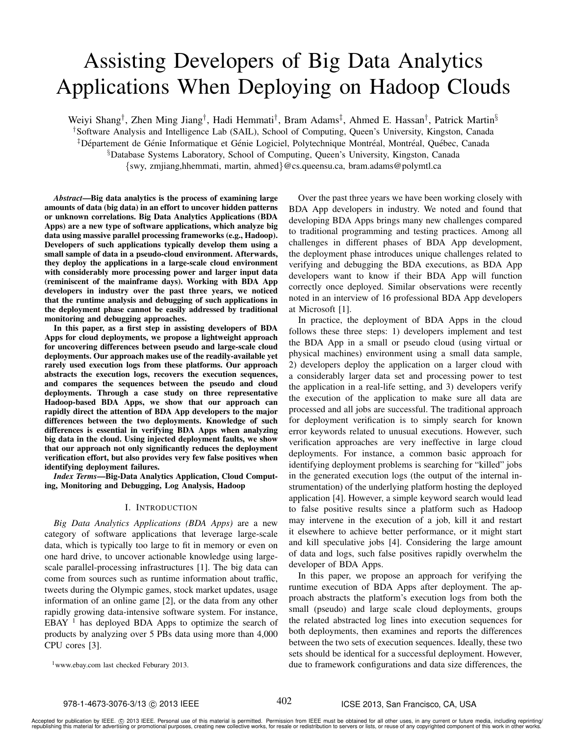# Assisting Developers of Big Data Analytics Applications When Deploying on Hadoop Clouds

Weiyi Shang[†], Zhen Ming Jiang[†], Hadi Hemmati[†], Bram Adams[‡], Ahmed E. Hassan[†], Patrick Martin[§]

[†]Software Analysis and Intelligence Lab (SAIL), School of Computing, Queen's University, Kingston, Canada

[‡]Département de Génie Informatique et Génie Logiciel, Polytechnique Montréal, Montréal, Québec, Canada

[§]Database Systems Laboratory, School of Computing, Queen's University, Kingston, Canada

{swy, zmjiang,hhemmati, martin, ahmed}@cs.queensu.ca, bram.adams@polymtl.ca

***Abstract*—Big data analytics is the process of examining large amounts of data (big data) in an effort to uncover hidden patterns or unknown correlations. Big Data Analytics Applications (BDA Apps) are a new type of software applications, which analyze big data using massive parallel processing frameworks (e.g., Hadoop). Developers of such applications typically develop them using a small sample of data in a pseudo-cloud environment. Afterwards, they deploy the applications in a large-scale cloud environment with considerably more processing power and larger input data (reminiscent of the mainframe days). Working with BDA App developers in industry over the past three years, we noticed that the runtime analysis and debugging of such applications in the deployment phase cannot be easily addressed by traditional monitoring and debugging approaches.**

**In this paper, as a first step in assisting developers of BDA Apps for cloud deployments, we propose a lightweight approach for uncovering differences between pseudo and large-scale cloud deployments. Our approach makes use of the readily-available yet rarely used execution logs from these platforms. Our approach abstracts the execution logs, recovers the execution sequences, and compares the sequences between the pseudo and cloud deployments. Through a case study on three representative Hadoop-based BDA Apps, we show that our approach can rapidly direct the attention of BDA App developers to the major differences between the two deployments. Knowledge of such differences is essential in verifying BDA Apps when analyzing big data in the cloud. Using injected deployment faults, we show that our approach not only significantly reduces the deployment verification effort, but also provides very few false positives when identifying deployment failures.**

***Index Terms*—Big-Data Analytics Application, Cloud Computing, Monitoring and Debugging, Log Analysis, Hadoop**

## I. Introduction

*Big Data Analytics Applications (BDA Apps)* are a new category of software applications that leverage large-scale data, which is typically too large to fit in memory or even on one hard drive, to uncover actionable knowledge using large-scale parallel-processing infrastructures [1]. The big data can come from sources such as runtime information about traffic, tweets during the Olympic games, stock market updates, usage information of an online game [2], or the data from any other rapidly growing data-intensive software system. For instance, EBAY [1] has deployed BDA Apps to optimize the search of products by analyzing over 5 PBs data using more than 4,000 CPU cores [3].

Over the past three years we have been working closely with BDA App developers in industry. We noted and found that developing BDA Apps brings many new challenges compared to traditional programming and testing practices. Among all challenges in different phases of BDA App development, the deployment phase introduces unique challenges related to verifying and debugging the BDA executions, as BDA App developers want to know if their BDA App will function correctly once deployed. Similar observations were recently noted in an interview of 16 professional BDA App developers at Microsoft [1].

In practice, the deployment of BDA Apps in the cloud follows these three steps: 1) developers implement and test the BDA App in a small or pseudo cloud (using virtual or physical machines) environment using a small data sample, 2) developers deploy the application on a larger cloud with a considerably larger data set and processing power to test the application in a real-life setting, and 3) developers verify the execution of the application to make sure all data are processed and all jobs are successful. The traditional approach for deployment verification is to simply search for known error keywords related to unusual executions. However, such verification approaches are very ineffective in large cloud deployments. For instance, a common basic approach for identifying deployment problems is searching for "killed" jobs in the generated execution logs (the output of the internal instrumentation) of the underlying platform hosting the deployed application [4]. However, a simple keyword search would lead to false positive results since a platform such as Hadoop may intervene in the execution of a job, kill it and restart it elsewhere to achieve better performance, or it might start and kill speculative jobs [4]. Considering the large amount of data and logs, such false positives rapidly overwhelm the developer of BDA Apps.

In this paper, we propose an approach for verifying the runtime execution of BDA Apps after deployment. The approach abstracts the platform's execution logs from both the small (pseudo) and large scale cloud deployments, groups the related abstracted log lines into execution sequences for both deployments, then examines and reports the differences between the two sets of execution sequences. Ideally, these two sets should be identical for a successful deployment. However, due to framework configurations and data size differences, the

[1]www.ebay.com last checked Feburary 2013.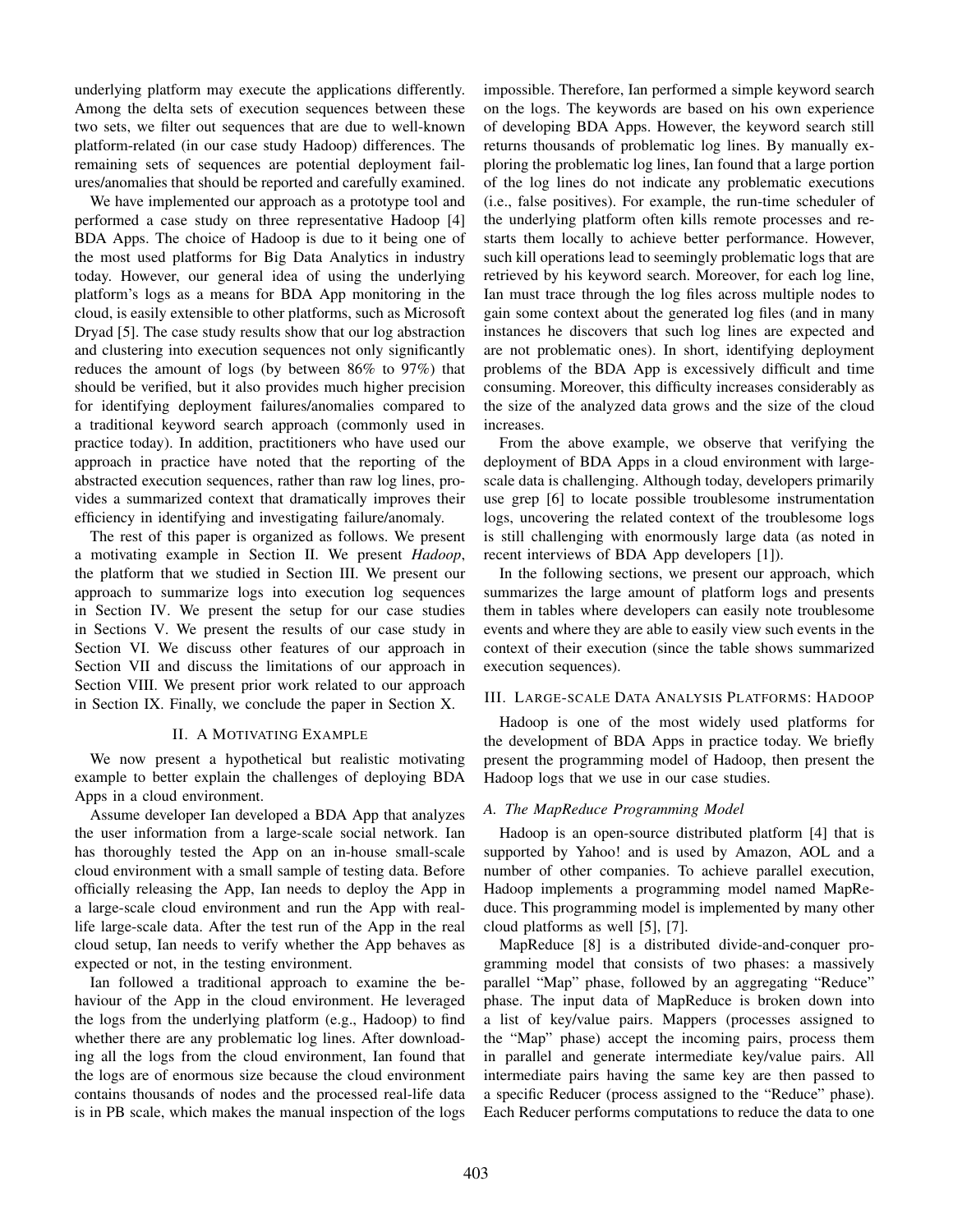underlying platform may execute the applications differently. Among the delta sets of execution sequences between these two sets, we filter out sequences that are due to well-known platform-related (in our case study Hadoop) differences. The remaining sets of sequences are potential deployment failures/anomalies that should be reported and carefully examined.

We have implemented our approach as a prototype tool and performed a case study on three representative Hadoop [4] BDA Apps. The choice of Hadoop is due to it being one of the most used platforms for Big Data Analytics in industry today. However, our general idea of using the underlying platform's logs as a means for BDA App monitoring in the cloud, is easily extensible to other platforms, such as Microsoft Dryad [5]. The case study results show that our log abstraction and clustering into execution sequences not only significantly reduces the amount of logs (by between 86% to 97%) that should be verified, but it also provides much higher precision for identifying deployment failures/anomalies compared to a traditional keyword search approach (commonly used in practice today). In addition, practitioners who have used our approach in practice have noted that the reporting of the abstracted execution sequences, rather than raw log lines, provides a summarized context that dramatically improves their efficiency in identifying and investigating failure/anomaly.

The rest of this paper is organized as follows. We present a motivating example in Section II. We present *Hadoop*, the platform that we studied in Section III. We present our approach to summarize logs into execution log sequences in Section IV. We present the setup for our case studies in Sections V. We present the results of our case study in Section VI. We discuss other features of our approach in Section VII and discuss the limitations of our approach in Section VIII. We present prior work related to our approach in Section IX. Finally, we conclude the paper in Section X.

## II. A Motivating Example

We now present a hypothetical but realistic motivating example to better explain the challenges of deploying BDA Apps in a cloud environment.

Assume developer Ian developed a BDA App that analyzes the user information from a large-scale social network. Ian has thoroughly tested the App on an in-house small-scale cloud environment with a small sample of testing data. Before officially releasing the App, Ian needs to deploy the App in a large-scale cloud environment and run the App with real-life large-scale data. After the test run of the App in the real cloud setup, Ian needs to verify whether the App behaves as expected or not, in the testing environment.

Ian followed a traditional approach to examine the behaviour of the App in the cloud environment. He leveraged the logs from the underlying platform (e.g., Hadoop) to find whether there are any problematic log lines. After downloading all the logs from the cloud environment, Ian found that the logs are of enormous size because the cloud environment contains thousands of nodes and the processed real-life data is in PB scale, which makes the manual inspection of the logs impossible. Therefore, Ian performed a simple keyword search on the logs. The keywords are based on his own experience of developing BDA Apps. However, the keyword search still returns thousands of problematic log lines. By manually exploring the problematic log lines, Ian found that a large portion of the log lines do not indicate any problematic executions (i.e., false positives). For example, the run-time scheduler of the underlying platform often kills remote processes and restarts them locally to achieve better performance. However, such kill operations lead to seemingly problematic logs that are retrieved by his keyword search. Moreover, for each log line, Ian must trace through the log files across multiple nodes to gain some context about the generated log files (and in many instances he discovers that such log lines are expected and are not problematic ones). In short, identifying deployment problems of the BDA App is excessively difficult and time consuming. Moreover, this difficulty increases considerably as the size of the analyzed data grows and the size of the cloud increases.

From the above example, we observe that verifying the deployment of BDA Apps in a cloud environment with large-scale data is challenging. Although today, developers primarily use grep [6] to locate possible troublesome instrumentation logs, uncovering the related context of the troublesome logs is still challenging with enormously large data (as noted in recent interviews of BDA App developers [1]).

In the following sections, we present our approach, which summarizes the large amount of platform logs and presents them in tables where developers can easily note troublesome events and where they are able to easily view such events in the context of their execution (since the table shows summarized execution sequences).

## III. Large-scale Data Analysis Platforms: Hadoop

Hadoop is one of the most widely used platforms for the development of BDA Apps in practice today. We briefly present the programming model of Hadoop, then present the Hadoop logs that we use in our case studies.

### A. The MapReduce Programming Model

Hadoop is an open-source distributed platform [4] that is supported by Yahoo! and is used by Amazon, AOL and a number of other companies. To achieve parallel execution, Hadoop implements a programming model named MapReduce. This programming model is implemented by many other cloud platforms as well [5], [7].

MapReduce [8] is a distributed divide-and-conquer programming model that consists of two phases: a massively parallel "Map" phase, followed by an aggregating "Reduce" phase. The input data of MapReduce is broken down into a list of key/value pairs. Mappers (processes assigned to the "Map" phase) accept the incoming pairs, process them in parallel and generate intermediate key/value pairs. All intermediate pairs having the same key are then passed to a specific Reducer (process assigned to the "Reduce" phase). Each Reducer performs computations to reduce the data to one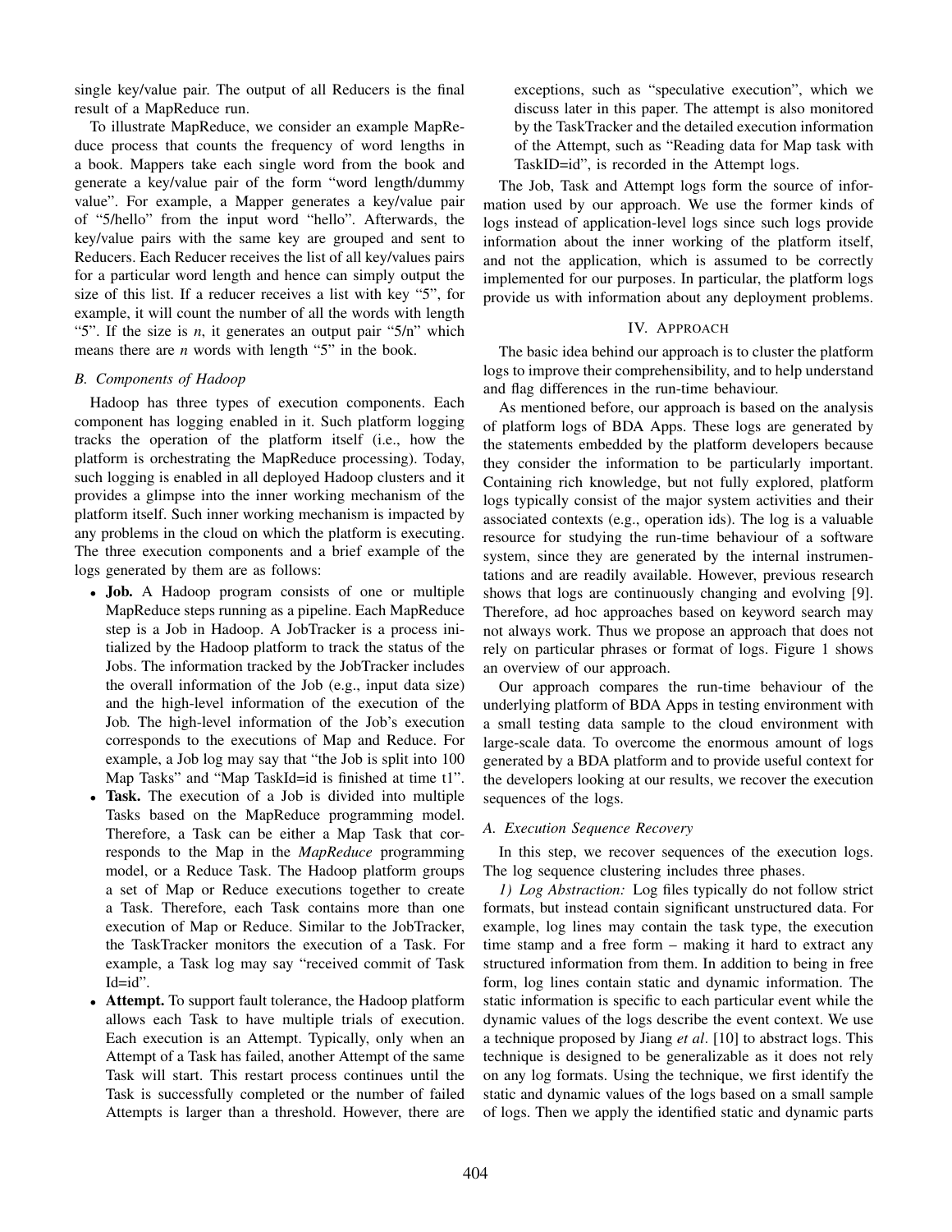single key/value pair. The output of all Reducers is the final result of a MapReduce run.

To illustrate MapReduce, we consider an example MapReduce process that counts the frequency of word lengths in a book. Mappers take each single word from the book and generate a key/value pair of the form "word length/dummy value". For example, a Mapper generates a key/value pair of "5/hello" from the input word "hello". Afterwards, the key/value pairs with the same key are grouped and sent to Reducers. Each Reducer receives the list of all key/values pairs for a particular word length and hence can simply output the size of this list. If a reducer receives a list with key "5", for example, it will count the number of all the words with length "5". If the size is *n*, it generates an output pair "5/n" which means there are *n* words with length "5" in the book.

### B. Components of Hadoop

Hadoop has three types of execution components. Each component has logging enabled in it. Such platform logging tracks the operation of the platform itself (i.e., how the platform is orchestrating the MapReduce processing). Today, such logging is enabled in all deployed Hadoop clusters and it provides a glimpse into the inner working mechanism of the platform itself. Such inner working mechanism is impacted by any problems in the cloud on which the platform is executing. The three execution components and a brief example of the logs generated by them are as follows:

- **Job.** A Hadoop program consists of one or multiple MapReduce steps running as a pipeline. Each MapReduce step is a Job in Hadoop. A JobTracker is a process initialized by the Hadoop platform to track the status of the Jobs. The information tracked by the JobTracker includes the overall information of the Job (e.g., input data size) and the high-level information of the execution of the Job. The high-level information of the Job's execution corresponds to the executions of Map and Reduce. For example, a Job log may say that "the Job is split into 100 Map Tasks" and "Map TaskId=id is finished at time t1".
- **Task.** The execution of a Job is divided into multiple Tasks based on the MapReduce programming model. Therefore, a Task can be either a Map Task that corresponds to the Map in the *MapReduce* programming model, or a Reduce Task. The Hadoop platform groups a set of Map or Reduce executions together to create a Task. Therefore, each Task contains more than one execution of Map or Reduce. Similar to the JobTracker, the TaskTracker monitors the execution of a Task. For example, a Task log may say "received commit of Task Id=id".
- **Attempt.** To support fault tolerance, the Hadoop platform allows each Task to have multiple trials of execution. Each execution is an Attempt. Typically, only when an Attempt of a Task has failed, another Attempt of the same Task will start. This restart process continues until the Task is successfully completed or the number of failed Attempts is larger than a threshold. However, there are exceptions, such as "speculative execution", which we discuss later in this paper. The attempt is also monitored by the TaskTracker and the detailed execution information of the Attempt, such as "Reading data for Map task with TaskID=id", is recorded in the Attempt logs.

The Job, Task and Attempt logs form the source of information used by our approach. We use the former kinds of logs instead of application-level logs since such logs provide information about the inner working of the platform itself, and not the application, which is assumed to be correctly implemented for our purposes. In particular, the platform logs provide us with information about any deployment problems.

## IV. Approach

The basic idea behind our approach is to cluster the platform logs to improve their comprehensibility, and to help understand and flag differences in the run-time behaviour.

As mentioned before, our approach is based on the analysis of platform logs of BDA Apps. These logs are generated by the statements embedded by the platform developers because they consider the information to be particularly important. Containing rich knowledge, but not fully explored, platform logs typically consist of the major system activities and their associated contexts (e.g., operation ids). The log is a valuable resource for studying the run-time behaviour of a software system, since they are generated by the internal instrumentations and are readily available. However, previous research shows that logs are continuously changing and evolving [9]. Therefore, ad hoc approaches based on keyword search may not always work. Thus we propose an approach that does not rely on particular phrases or format of logs. Figure 1 shows an overview of our approach.

Our approach compares the run-time behaviour of the underlying platform of BDA Apps in testing environment with a small testing data sample to the cloud environment with large-scale data. To overcome the enormous amount of logs generated by a BDA platform and to provide useful context for the developers looking at our results, we recover the execution sequences of the logs.

### A. Execution Sequence Recovery

In this step, we recover sequences of the execution logs. The log sequence clustering includes three phases.

*1) Log Abstraction:* Log files typically do not follow strict formats, but instead contain significant unstructured data. For example, log lines may contain the task type, the execution time stamp and a free form – making it hard to extract any structured information from them. In addition to being in free form, log lines contain static and dynamic information. The static information is specific to each particular event while the dynamic values of the logs describe the event context. We use a technique proposed by Jiang *et al*. [10] to abstract logs. This technique is designed to be generalizable as it does not rely on any log formats. Using the technique, we first identify the static and dynamic values of the logs based on a small sample of logs. Then we apply the identified static and dynamic parts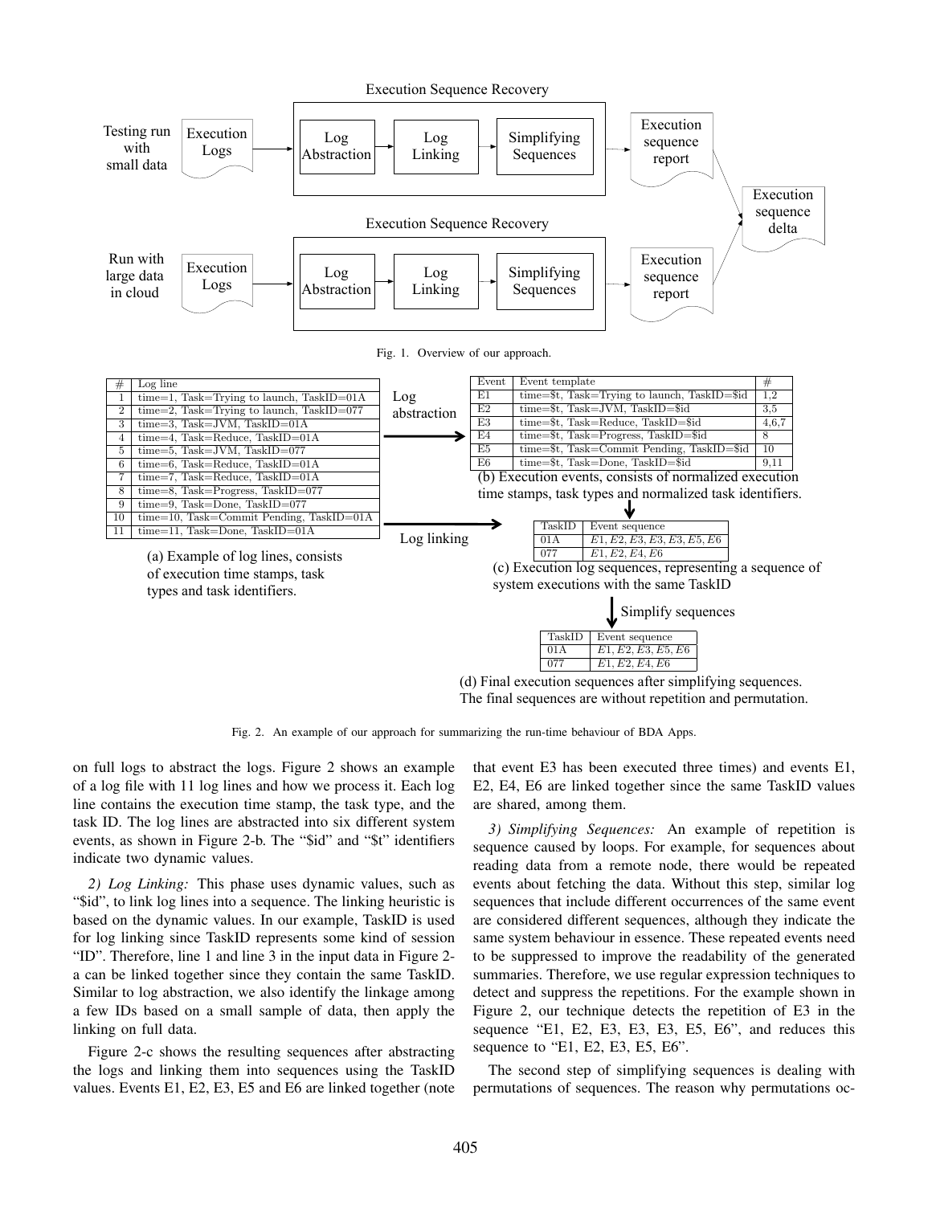Fig. 1. Overview of our approach.

(a) Example of log lines, consists of execution time stamps, task types and task identifiers.

| # | Log line |
|---|---|
| 1 | time=1, Task=Trying to launch, TaskID=01A |
| 2 | time=2, Task=Trying to launch, TaskID=077 |
| 3 | time=3, Task=JVM, TaskID=01A |
| 4 | time=4, Task=Reduce, TaskID=01A |
| 5 | time=5, Task=JVM, TaskID=077 |
| 6 | time=6, Task=Reduce, TaskID=01A |
| 7 | time=7, Task=Reduce, TaskID=01A |
| 8 | time=8, Task=Progress, TaskID=077 |
| 9 | time=9, Task=Done, TaskID=077 |
| 10 | time=10, Task=Commit Pending, TaskID=01A |
| 11 | time=11, Task=Done, TaskID=01A |

Log abstraction

(b) Execution events, consists of normalized execution time stamps, task types and normalized task identifiers.

| Event | Event template | # |
|---|---|---|
| E1 | time=$t, Task=Trying to launch, TaskID=$id | 1,2 |
| E2 | time=$t, Task=JVM, TaskID=$id | 3,5 |
| E3 | time=$t, Task=Reduce, TaskID=$id | 4,6,7 |
| E4 | time=$t, Task=Progress, TaskID=$id | 8 |
| E5 | time=$t, Task=Commit Pending, TaskID=$id | 10 |
| E6 | time=$t, Task=Done, TaskID=$id | 9,11 |

Log linking

(c) Execution log sequences, representing a sequence of system executions with the same TaskID

| TaskID | Event sequence |
|---|---|
| 01A | $E1, E2, E3, E3, E3, E5, E6$ |
| 077 | $E1, E2, E4, E6$ |

Simplify sequences

(d) Final execution sequences after simplifying sequences. The final sequences are without repetition and permutation.

| TaskID | Event sequence |
|---|---|
| 01A | $E1, E2, E3, E5, E6$ |
| 077 | $E1, E2, E4, E6$ |

Fig. 2. An example of our approach for summarizing the run-time behaviour of BDA Apps.

on full logs to abstract the logs. Figure 2 shows an example of a log file with 11 log lines and how we process it. Each log line contains the execution time stamp, the task type, and the task ID. The log lines are abstracted into six different system events, as shown in Figure 2-b. The "$id" and "$t" identifiers indicate two dynamic values.

*2) Log Linking:* This phase uses dynamic values, such as "$id", to link log lines into a sequence. The linking heuristic is based on the dynamic values. In our example, TaskID is used for log linking since TaskID represents some kind of session "ID". Therefore, line 1 and line 3 in the input data in Figure 2-a can be linked together since they contain the same TaskID. Similar to log abstraction, we also identify the linkage among a few IDs based on a small sample of data, then apply the linking on full data.

Figure 2-c shows the resulting sequences after abstracting the logs and linking them into sequences using the TaskID values. Events E1, E2, E3, E5 and E6 are linked together (note that event E3 has been executed three times) and events E1, E2, E4, E6 are linked together since the same TaskID values are shared, among them.

*3) Simplifying Sequences:* An example of repetition is sequence caused by loops. For example, for sequences about reading data from a remote node, there would be repeated events about fetching the data. Without this step, similar log sequences that include different occurrences of the same event are considered different sequences, although they indicate the same system behaviour in essence. These repeated events need to be suppressed to improve the readability of the generated summaries. Therefore, we use regular expression techniques to detect and suppress the repetitions. For the example shown in Figure 2, our technique detects the repetition of E3 in the sequence "E1, E2, E3, E3, E3, E5, E6", and reduces this sequence to "E1, E2, E3, E5, E6".

The second step of simplifying sequences is dealing with permutations of sequences. The reason why permutations oc-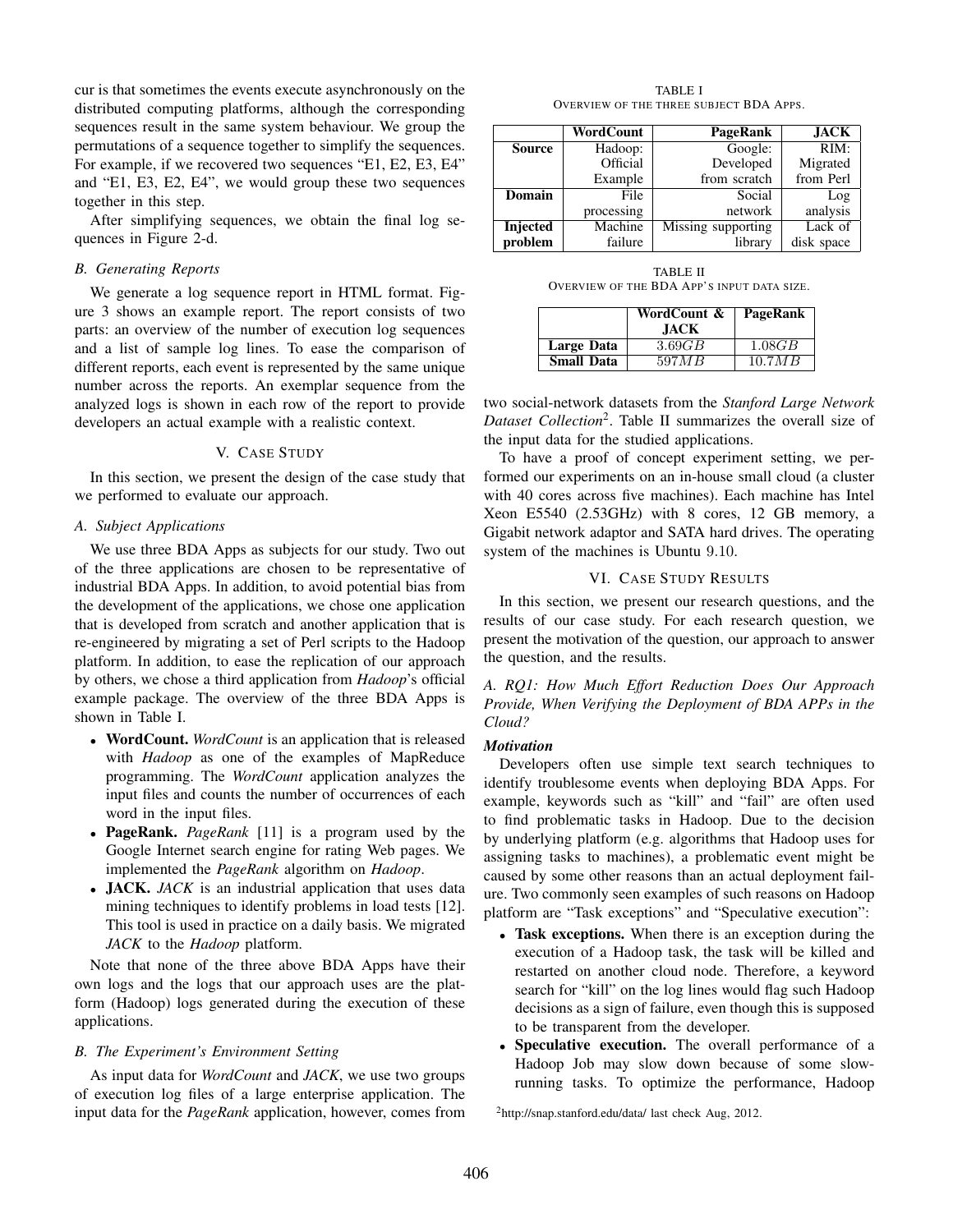cur is that sometimes the events execute asynchronously on the distributed computing platforms, although the corresponding sequences result in the same system behaviour. We group the permutations of a sequence together to simplify the sequences. For example, if we recovered two sequences "E1, E2, E3, E4" and "E1, E3, E2, E4", we would group these two sequences together in this step.

After simplifying sequences, we obtain the final log sequences in Figure 2-d.

### B. Generating Reports

We generate a log sequence report in HTML format. Figure 3 shows an example report. The report consists of two parts: an overview of the number of execution log sequences and a list of sample log lines. To ease the comparison of different reports, each event is represented by the same unique number across the reports. An exemplar sequence from the analyzed logs is shown in each row of the report to provide developers an actual example with a realistic context.

## V. Case Study

In this section, we present the design of the case study that we performed to evaluate our approach.

### A. Subject Applications

We use three BDA Apps as subjects for our study. Two out of the three applications are chosen to be representative of industrial BDA Apps. In addition, to avoid potential bias from the development of the applications, we chose one application that is developed from scratch and another application that is re-engineered by migrating a set of Perl scripts to the Hadoop platform. In addition, to ease the replication of our approach by others, we chose a third application from *Hadoop*'s official example package. The overview of the three BDA Apps is shown in Table I.

- **WordCount.** *WordCount* is an application that is released with *Hadoop* as one of the examples of MapReduce programming. The *WordCount* application analyzes the input files and counts the number of occurrences of each word in the input files.
- **PageRank.** *PageRank* [11] is a program used by the Google Internet search engine for rating Web pages. We implemented the *PageRank* algorithm on *Hadoop*.
- **JACK.** *JACK* is an industrial application that uses data mining techniques to identify problems in load tests [12]. This tool is used in practice on a daily basis. We migrated *JACK* to the *Hadoop* platform.

Note that none of the three above BDA Apps have their own logs and the logs that our approach uses are the platform (Hadoop) logs generated during the execution of these applications.

### B. The Experiment's Environment Setting

As input data for *WordCount* and *JACK*, we use two groups of execution log files of a large enterprise application. The input data for the *PageRank* application, however, comes from two social-network datasets from the *Stanford Large Network Dataset Collection*[2]. Table II summarizes the overall size of the input data for the studied applications.

TABLE I
Overview of the three subject BDA Apps.

| | **WordCount** | **PageRank** | **JACK** |
|---|---|---|---|
| **Source** | Hadoop: Official Example | Google: Developed from scratch | RIM: Migrated from Perl |
| **Domain** | File processing | Social network | Log analysis |
| **Injected problem** | Machine failure | Missing supporting library | Lack of disk space |

TABLE II
Overview of the BDA App's input data size.

| | **WordCount & JACK** | **PageRank** |
|---|---|---|
| **Large Data** | $3.69GB$ | $1.08GB$ |
| **Small Data** | $597MB$ | $10.7MB$ |

To have a proof of concept experiment setting, we performed our experiments on an in-house small cloud (a cluster with 40 cores across five machines). Each machine has Intel Xeon E5540 (2.53GHz) with 8 cores, 12 GB memory, a Gigabit network adaptor and SATA hard drives. The operating system of the machines is Ubuntu 9.10.

## VI. Case Study Results

In this section, we present our research questions, and the results of our case study. For each research question, we present the motivation of the question, our approach to answer the question, and the results.

### A. RQ1: How Much Effort Reduction Does Our Approach Provide, When Verifying the Deployment of BDA APPs in the Cloud?

***Motivation***

Developers often use simple text search techniques to identify troublesome events when deploying BDA Apps. For example, keywords such as "kill" and "fail" are often used to find problematic tasks in Hadoop. Due to the decision by underlying platform (e.g. algorithms that Hadoop uses for assigning tasks to machines), a problematic event might be caused by some other reasons than an actual deployment failure. Two commonly seen examples of such reasons on Hadoop platform are "Task exceptions" and "Speculative execution":

- **Task exceptions.** When there is an exception during the execution of a Hadoop task, the task will be killed and restarted on another cloud node. Therefore, a keyword search for "kill" on the log lines would flag such Hadoop decisions as a sign of failure, even though this is supposed to be transparent from the developer.
- **Speculative execution.** The overall performance of a Hadoop Job may slow down because of some slow-running tasks. To optimize the performance, Hadoop

[2] http://snap.stanford.edu/data/ last check Aug, 2012.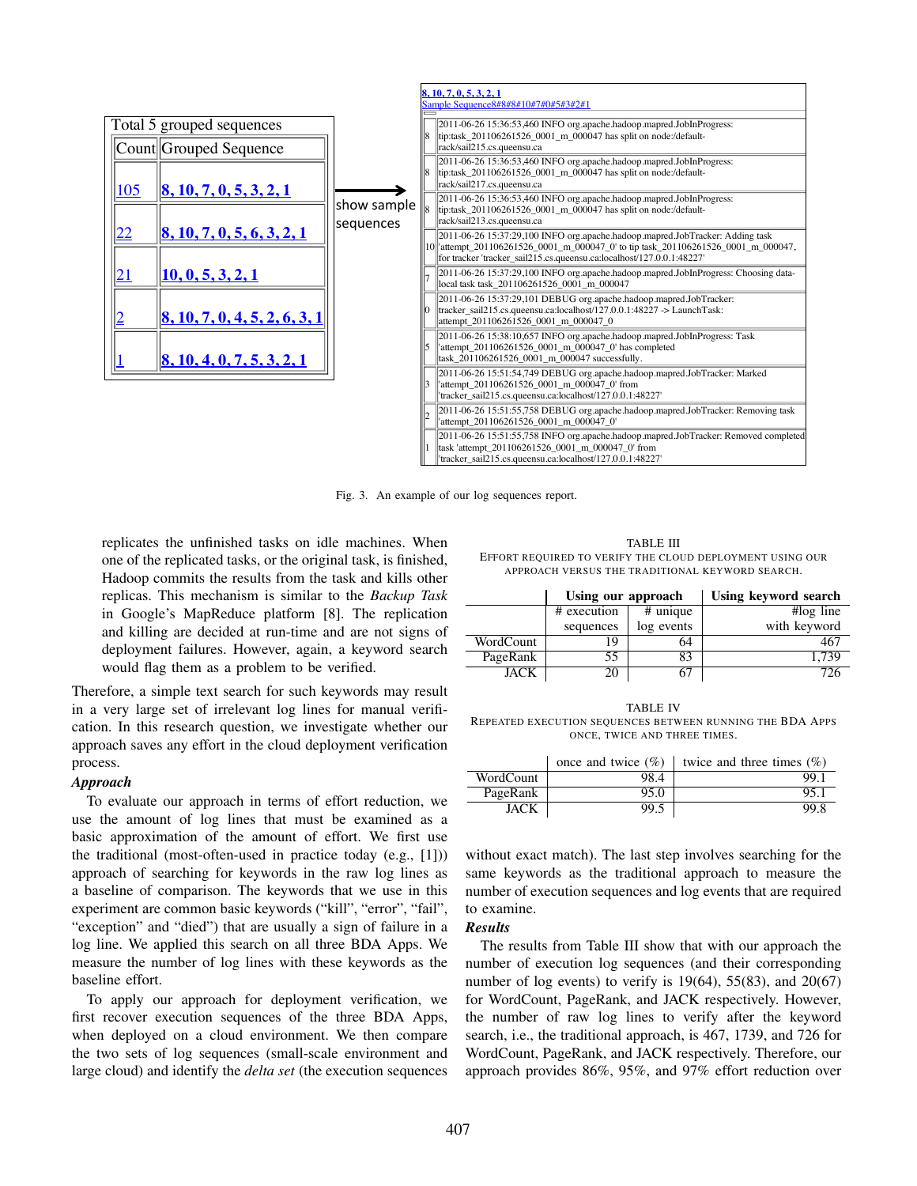Total 5 grouped sequences

| Count | Grouped Sequence |
|---|---|
| 105 | 8, 10, 7, 0, 5, 3, 2, 1 |
| 22 | 8, 10, 7, 0, 5, 6, 3, 2, 1 |
| 21 | 10, 0, 5, 3, 2, 1 |
| 2 | 8, 10, 7, 0, 4, 5, 2, 6, 3, 1 |
| 1 | 8, 10, 4, 0, 7, 5, 3, 2, 1 |

show sample sequences

8, 10, 7, 0, 5, 3, 2, 1
Sample Sequence8#8#8#10#7#0#5#3#2#1

| | |
|---|---|
| 8 | 2011-06-26 15:36:53,460 INFO org.apache.hadoop.mapred.JobInProgress: tip:task_201106261526_0001_m_000047 has split on node:/default-rack/sail215.cs.queensu.ca |
| 8 | 2011-06-26 15:36:53,460 INFO org.apache.hadoop.mapred.JobInProgress: tip:task_201106261526_0001_m_000047 has split on node:/default-rack/sail217.cs.queensu.ca |
| 8 | 2011-06-26 15:36:53,460 INFO org.apache.hadoop.mapred.JobInProgress: tip:task_201106261526_0001_m_000047 has split on node:/default-rack/sail213.cs.queensu.ca |
| 10 | 2011-06-26 15:37:29,100 INFO org.apache.hadoop.mapred.JobTracker: Adding task 'attempt_201106261526_0001_m_000047_0' to tip task_201106261526_0001_m_000047, for tracker 'tracker_sail215.cs.queensu.ca:localhost/127.0.0.1:48227' |
| 7 | 2011-06-26 15:37:29,100 INFO org.apache.hadoop.mapred.JobInProgress: Choosing data-local task task_201106261526_0001_m_000047 |
| 0 | 2011-06-26 15:37:29,101 DEBUG org.apache.hadoop.mapred.JobTracker: tracker_sail215.cs.queensu.ca:localhost/127.0.0.1:48227 -> LaunchTask: attempt_201106261526_0001_m_000047_0 |
| 5 | 2011-06-26 15:38:10,657 INFO org.apache.hadoop.mapred.JobInProgress: Task 'attempt_201106261526_0001_m_000047_0' has completed task_201106261526_0001_m_000047 successfully. |
| 3 | 2011-06-26 15:51:54,749 DEBUG org.apache.hadoop.mapred.JobTracker: Marked 'attempt_201106261526_0001_m_000047_0' from 'tracker_sail215.cs.queensu.ca:localhost/127.0.0.1:48227' |
| 2 | 2011-06-26 15:51:55,758 DEBUG org.apache.hadoop.mapred.JobTracker: Removing task 'attempt_201106261526_0001_m_000047_0' |
| 1 | 2011-06-26 15:51:55,758 INFO org.apache.hadoop.mapred.JobTracker: Removed completed task 'attempt_201106261526_0001_m_000047_0' from 'tracker_sail215.cs.queensu.ca:localhost/127.0.0.1:48227' |

Fig. 3. An example of our log sequences report.

replicates the unfinished tasks on idle machines. When one of the replicated tasks, or the original task, is finished, Hadoop commits the results from the task and kills other replicas. This mechanism is similar to the *Backup Task* in Google's MapReduce platform [8]. The replication and killing are decided at run-time and are not signs of deployment failures. However, again, a keyword search would flag them as a problem to be verified.

Therefore, a simple text search for such keywords may result in a very large set of irrelevant log lines for manual verification. In this research question, we investigate whether our approach saves any effort in the cloud deployment verification process.

***Approach***

To evaluate our approach in terms of effort reduction, we use the amount of log lines that must be examined as a basic approximation of the amount of effort. We first use the traditional (most-often-used in practice today (e.g., [1])) approach of searching for keywords in the raw log lines as a baseline of comparison. The keywords that we use in this experiment are common basic keywords ("kill", "error", "fail", "exception" and "died") that are usually a sign of failure in a log line. We applied this search on all three BDA Apps. We measure the number of log lines with these keywords as the baseline effort.

To apply our approach for deployment verification, we first recover execution sequences of the three BDA Apps, when deployed on a cloud environment. We then compare the two sets of log sequences (small-scale environment and large cloud) and identify the *delta set* (the execution sequences without exact match). The last step involves searching for the same keywords as the traditional approach to measure the number of execution sequences and log events that are required to examine.

TABLE III
EFFORT REQUIRED TO VERIFY THE CLOUD DEPLOYMENT USING OUR APPROACH VERSUS THE TRADITIONAL KEYWORD SEARCH.

| | Using our approach | | Using keyword search |
|---|---|---|---|
| | # execution sequences | # unique log events | #log line with keyword |
| WordCount | 19 | 64 | 467 |
| PageRank | 55 | 83 | 1,739 |
| JACK | 20 | 67 | 726 |

TABLE IV
REPEATED EXECUTION SEQUENCES BETWEEN RUNNING THE BDA APPS ONCE, TWICE AND THREE TIMES.

| | once and twice (%) | twice and three times (%) |
|---|---|---|
| WordCount | 98.4 | 99.1 |
| PageRank | 95.0 | 95.1 |
| JACK | 99.5 | 99.8 |

***Results***

The results from Table III show that with our approach the number of execution log sequences (and their corresponding number of log events) to verify is 19(64), 55(83), and 20(67) for WordCount, PageRank, and JACK respectively. However, the number of raw log lines to verify after the keyword search, i.e., the traditional approach, is 467, 1739, and 726 for WordCount, PageRank, and JACK respectively. Therefore, our approach provides 86%, 95%, and 97% effort reduction over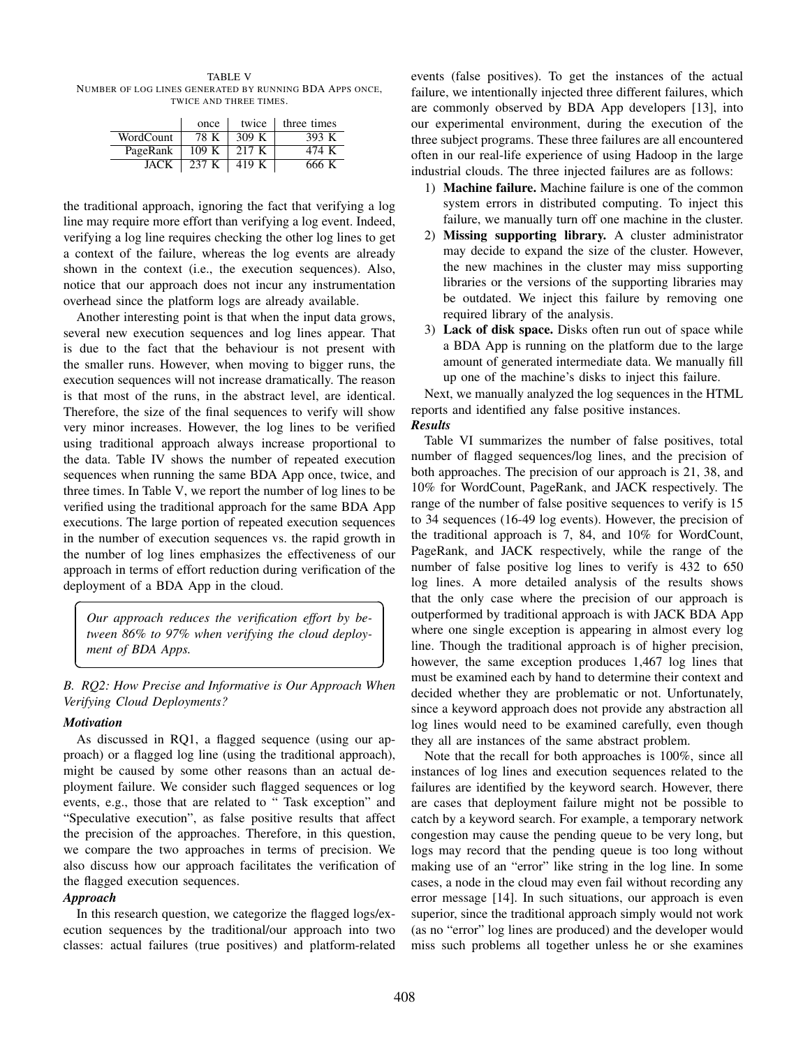TABLE V
NUMBER OF LOG LINES GENERATED BY RUNNING BDA APPS ONCE, TWICE AND THREE TIMES.

| | once | twice | three times |
|---|---|---|---|
| WordCount | 78 K | 309 K | 393 K |
| PageRank | 109 K | 217 K | 474 K |
| JACK | 237 K | 419 K | 666 K |

the traditional approach, ignoring the fact that verifying a log line may require more effort than verifying a log event. Indeed, verifying a log line requires checking the other log lines to get a context of the failure, whereas the log events are already shown in the context (i.e., the execution sequences). Also, notice that our approach does not incur any instrumentation overhead since the platform logs are already available.

Another interesting point is that when the input data grows, several new execution sequences and log lines appear. That is due to the fact that the behaviour is not present with the smaller runs. However, when moving to bigger runs, the execution sequences will not increase dramatically. The reason is that most of the runs, in the abstract level, are identical. Therefore, the size of the final sequences to verify will show very minor increases. However, the log lines to be verified using traditional approach always increase proportional to the data. Table IV shows the number of repeated execution sequences when running the same BDA App once, twice, and three times. In Table V, we report the number of log lines to be verified using the traditional approach for the same BDA App executions. The large portion of repeated execution sequences in the number of execution sequences vs. the rapid growth in the number of log lines emphasizes the effectiveness of our approach in terms of effort reduction during verification of the deployment of a BDA App in the cloud.

> *Our approach reduces the verification effort by between 86% to 97% when verifying the cloud deployment of BDA Apps.*

### *B. RQ2: How Precise and Informative is Our Approach When Verifying Cloud Deployments?*

***Motivation***

As discussed in RQ1, a flagged sequence (using our approach) or a flagged log line (using the traditional approach), might be caused by some other reasons than an actual deployment failure. We consider such flagged sequences or log events, e.g., those that are related to " Task exception" and "Speculative execution", as false positive results that affect the precision of the approaches. Therefore, in this question, we compare the two approaches in terms of precision. We also discuss how our approach facilitates the verification of the flagged execution sequences.

***Approach***

In this research question, we categorize the flagged logs/execution sequences by the traditional/our approach into two classes: actual failures (true positives) and platform-related events (false positives). To get the instances of the actual failure, we intentionally injected three different failures, which are commonly observed by BDA App developers [13], into our experimental environment, during the execution of the three subject programs. These three failures are all encountered often in our real-life experience of using Hadoop in the large industrial clouds. The three injected failures are as follows:

1) **Machine failure.** Machine failure is one of the common system errors in distributed computing. To inject this failure, we manually turn off one machine in the cluster.
2) **Missing supporting library.** A cluster administrator may decide to expand the size of the cluster. However, the new machines in the cluster may miss supporting libraries or the versions of the supporting libraries may be outdated. We inject this failure by removing one required library of the analysis.
3) **Lack of disk space.** Disks often run out of space while a BDA App is running on the platform due to the large amount of generated intermediate data. We manually fill up one of the machine's disks to inject this failure.

Next, we manually analyzed the log sequences in the HTML reports and identified any false positive instances.

***Results***

Table VI summarizes the number of false positives, total number of flagged sequences/log lines, and the precision of both approaches. The precision of our approach is 21, 38, and 10% for WordCount, PageRank, and JACK respectively. The range of the number of false positive sequences to verify is 15 to 34 sequences (16-49 log events). However, the precision of the traditional approach is 7, 84, and 10% for WordCount, PageRank, and JACK respectively, while the range of the number of false positive log lines to verify is 432 to 650 log lines. A more detailed analysis of the results shows that the only case where the precision of our approach is outperformed by traditional approach is with JACK BDA App where one single exception is appearing in almost every log line. Though the traditional approach is of higher precision, however, the same exception produces 1,467 log lines that must be examined each by hand to determine their context and decided whether they are problematic or not. Unfortunately, since a keyword approach does not provide any abstraction all log lines would need to be examined carefully, even though they all are instances of the same abstract problem.

Note that the recall for both approaches is 100%, since all instances of log lines and execution sequences related to the failures are identified by the keyword search. However, there are cases that deployment failure might not be possible to catch by a keyword search. For example, a temporary network congestion may cause the pending queue to be very long, but logs may record that the pending queue is too long without making use of an "error" like string in the log line. In some cases, a node in the cloud may even fail without recording any error message [14]. In such situations, our approach is even superior, since the traditional approach simply would not work (as no "error" log lines are produced) and the developer would miss such problems all together unless he or she examines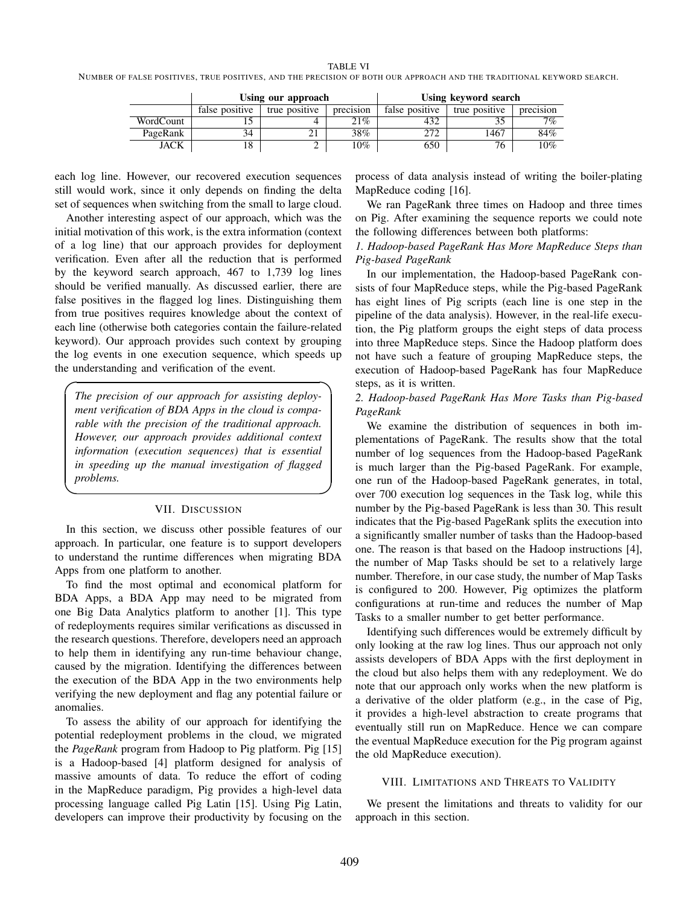TABLE VI

NUMBER OF FALSE POSITIVES, TRUE POSITIVES, AND THE PRECISION OF BOTH OUR APPROACH AND THE TRADITIONAL KEYWORD SEARCH.

| | Using our approach | | | Using keyword search | | |
|---|---|---|---|---|---|---|
| | false positive | true positive | precision | false positive | true positive | precision |
| WordCount | 15 | 4 | 21% | 432 | 35 | 7% |
| PageRank | 34 | 21 | 38% | 272 | 1467 | 84% |
| JACK | 18 | 2 | 10% | 650 | 76 | 10% |

each log line. However, our recovered execution sequences still would work, since it only depends on finding the delta set of sequences when switching from the small to large cloud.

Another interesting aspect of our approach, which was the initial motivation of this work, is the extra information (context of a log line) that our approach provides for deployment verification. Even after all the reduction that is performed by the keyword search approach, 467 to 1,739 log lines should be verified manually. As discussed earlier, there are false positives in the flagged log lines. Distinguishing them from true positives requires knowledge about the context of each line (otherwise both categories contain the failure-related keyword). Our approach provides such context by grouping the log events in one execution sequence, which speeds up the understanding and verification of the event.

> *The precision of our approach for assisting deployment verification of BDA Apps in the cloud is comparable with the precision of the traditional approach. However, our approach provides additional context information (execution sequences) that is essential in speeding up the manual investigation of flagged problems.*

## VII. Discussion

In this section, we discuss other possible features of our approach. In particular, one feature is to support developers to understand the runtime differences when migrating BDA Apps from one platform to another.

To find the most optimal and economical platform for BDA Apps, a BDA App may need to be migrated from one Big Data Analytics platform to another [1]. This type of redeployments requires similar verifications as discussed in the research questions. Therefore, developers need an approach to help them in identifying any run-time behaviour change, caused by the migration. Identifying the differences between the execution of the BDA App in the two environments help verifying the new deployment and flag any potential failure or anomalies.

To assess the ability of our approach for identifying the potential redeployment problems in the cloud, we migrated the *PageRank* program from Hadoop to Pig platform. Pig [15] is a Hadoop-based [4] platform designed for analysis of massive amounts of data. To reduce the effort of coding in the MapReduce paradigm, Pig provides a high-level data processing language called Pig Latin [15]. Using Pig Latin, developers can improve their productivity by focusing on the process of data analysis instead of writing the boiler-plating MapReduce coding [16].

We ran PageRank three times on Hadoop and three times on Pig. After examining the sequence reports we could note the following differences between both platforms:

*1. Hadoop-based PageRank Has More MapReduce Steps than Pig-based PageRank*

In our implementation, the Hadoop-based PageRank consists of four MapReduce steps, while the Pig-based PageRank has eight lines of Pig scripts (each line is one step in the pipeline of the data analysis). However, in the real-life execution, the Pig platform groups the eight steps of data process into three MapReduce steps. Since the Hadoop platform does not have such a feature of grouping MapReduce steps, the execution of Hadoop-based PageRank has four MapReduce steps, as it is written.

*2. Hadoop-based PageRank Has More Tasks than Pig-based PageRank*

We examine the distribution of sequences in both implementations of PageRank. The results show that the total number of log sequences from the Hadoop-based PageRank is much larger than the Pig-based PageRank. For example, one run of the Hadoop-based PageRank generates, in total, over 700 execution log sequences in the Task log, while this number by the Pig-based PageRank is less than 30. This result indicates that the Pig-based PageRank splits the execution into a significantly smaller number of tasks than the Hadoop-based one. The reason is that based on the Hadoop instructions [4], the number of Map Tasks should be set to a relatively large number. Therefore, in our case study, the number of Map Tasks is configured to 200. However, Pig optimizes the platform configurations at run-time and reduces the number of Map Tasks to a smaller number to get better performance.

Identifying such differences would be extremely difficult by only looking at the raw log lines. Thus our approach not only assists developers of BDA Apps with the first deployment in the cloud but also helps them with any redeployment. We do note that our approach only works when the new platform is a derivative of the older platform (e.g., in the case of Pig, it provides a high-level abstraction to create programs that eventually still run on MapReduce. Hence we can compare the eventual MapReduce execution for the Pig program against the old MapReduce execution).

## VIII. Limitations and Threats to Validity

We present the limitations and threats to validity for our approach in this section.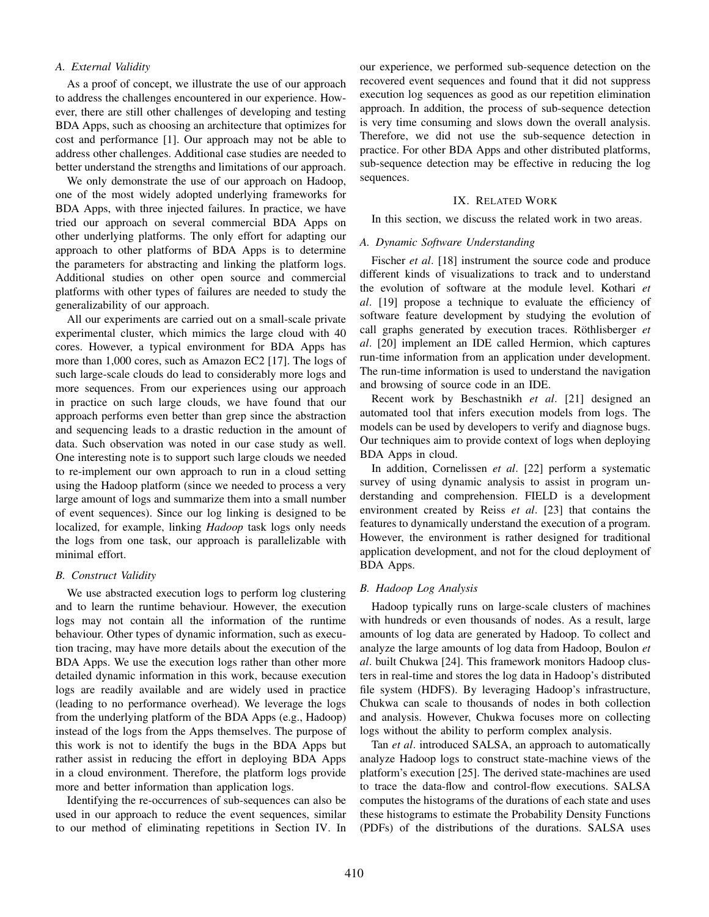### A. External Validity

As a proof of concept, we illustrate the use of our approach to address the challenges encountered in our experience. However, there are still other challenges of developing and testing BDA Apps, such as choosing an architecture that optimizes for cost and performance [1]. Our approach may not be able to address other challenges. Additional case studies are needed to better understand the strengths and limitations of our approach.

We only demonstrate the use of our approach on Hadoop, one of the most widely adopted underlying frameworks for BDA Apps, with three injected failures. In practice, we have tried our approach on several commercial BDA Apps on other underlying platforms. The only effort for adapting our approach to other platforms of BDA Apps is to determine the parameters for abstracting and linking the platform logs. Additional studies on other open source and commercial platforms with other types of failures are needed to study the generalizability of our approach.

All our experiments are carried out on a small-scale private experimental cluster, which mimics the large cloud with 40 cores. However, a typical environment for BDA Apps has more than 1,000 cores, such as Amazon EC2 [17]. The logs of such large-scale clouds do lead to considerably more logs and more sequences. From our experiences using our approach in practice on such large clouds, we have found that our approach performs even better than grep since the abstraction and sequencing leads to a drastic reduction in the amount of data. Such observation was noted in our case study as well. One interesting note is to support such large clouds we needed to re-implement our own approach to run in a cloud setting using the Hadoop platform (since we needed to process a very large amount of logs and summarize them into a small number of event sequences). Since our log linking is designed to be localized, for example, linking *Hadoop* task logs only needs the logs from one task, our approach is parallelizable with minimal effort.

### B. Construct Validity

We use abstracted execution logs to perform log clustering and to learn the runtime behaviour. However, the execution logs may not contain all the information of the runtime behaviour. Other types of dynamic information, such as execution tracing, may have more details about the execution of the BDA Apps. We use the execution logs rather than other more detailed dynamic information in this work, because execution logs are readily available and are widely used in practice (leading to no performance overhead). We leverage the logs from the underlying platform of the BDA Apps (e.g., Hadoop) instead of the logs from the Apps themselves. The purpose of this work is not to identify the bugs in the BDA Apps but rather assist in reducing the effort in deploying BDA Apps in a cloud environment. Therefore, the platform logs provide more and better information than application logs.

Identifying the re-occurrences of sub-sequences can also be used in our approach to reduce the event sequences, similar to our method of eliminating repetitions in Section IV. In our experience, we performed sub-sequence detection on the recovered event sequences and found that it did not suppress execution log sequences as good as our repetition elimination approach. In addition, the process of sub-sequence detection is very time consuming and slows down the overall analysis. Therefore, we did not use the sub-sequence detection in practice. For other BDA Apps and other distributed platforms, sub-sequence detection may be effective in reducing the log sequences.

## IX. Related Work

In this section, we discuss the related work in two areas.

### A. Dynamic Software Understanding

Fischer *et al*. [18] instrument the source code and produce different kinds of visualizations to track and to understand the evolution of software at the module level. Kothari *et al*. [19] propose a technique to evaluate the efficiency of software feature development by studying the evolution of call graphs generated by execution traces. Röthlisberger *et al*. [20] implement an IDE called Hermion, which captures run-time information from an application under development. The run-time information is used to understand the navigation and browsing of source code in an IDE.

Recent work by Beschastnikh *et al*. [21] designed an automated tool that infers execution models from logs. The models can be used by developers to verify and diagnose bugs. Our techniques aim to provide context of logs when deploying BDA Apps in cloud.

In addition, Cornelissen *et al*. [22] perform a systematic survey of using dynamic analysis to assist in program understanding and comprehension. FIELD is a development environment created by Reiss *et al*. [23] that contains the features to dynamically understand the execution of a program. However, the environment is rather designed for traditional application development, and not for the cloud deployment of BDA Apps.

### B. Hadoop Log Analysis

Hadoop typically runs on large-scale clusters of machines with hundreds or even thousands of nodes. As a result, large amounts of log data are generated by Hadoop. To collect and analyze the large amounts of log data from Hadoop, Boulon *et al*. built Chukwa [24]. This framework monitors Hadoop clusters in real-time and stores the log data in Hadoop's distributed file system (HDFS). By leveraging Hadoop's infrastructure, Chukwa can scale to thousands of nodes in both collection and analysis. However, Chukwa focuses more on collecting logs without the ability to perform complex analysis.

Tan *et al*. introduced SALSA, an approach to automatically analyze Hadoop logs to construct state-machine views of the platform's execution [25]. The derived state-machines are used to trace the data-flow and control-flow executions. SALSA computes the histograms of the durations of each state and uses these histograms to estimate the Probability Density Functions (PDFs) of the distributions of the durations. SALSA uses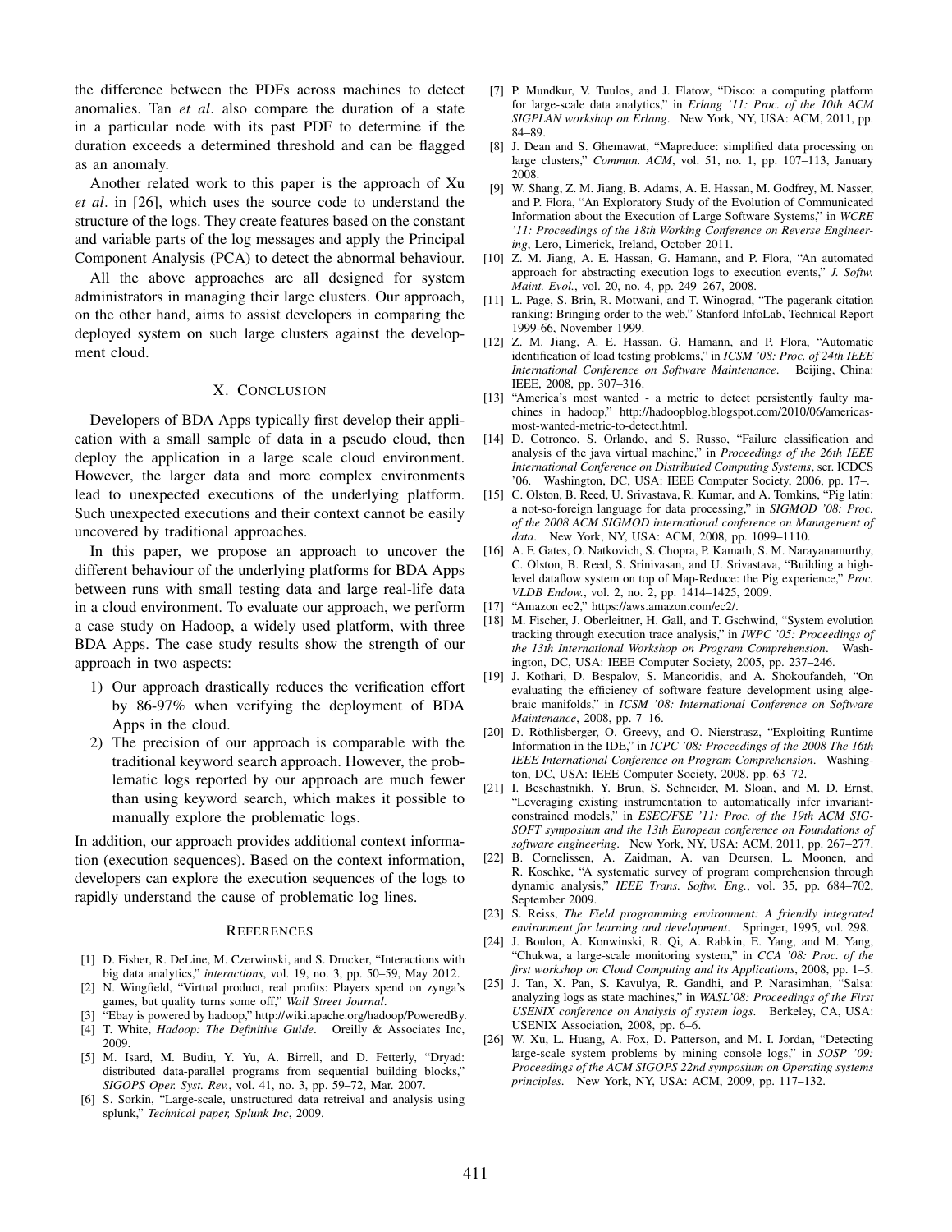the difference between the PDFs across machines to detect anomalies. Tan *et al*. also compare the duration of a state in a particular node with its past PDF to determine if the duration exceeds a determined threshold and can be flagged as an anomaly.

Another related work to this paper is the approach of Xu *et al*. in [26], which uses the source code to understand the structure of the logs. They create features based on the constant and variable parts of the log messages and apply the Principal Component Analysis (PCA) to detect the abnormal behaviour.

All the above approaches are all designed for system administrators in managing their large clusters. Our approach, on the other hand, aims to assist developers in comparing the deployed system on such large clusters against the development cloud.

## X. Conclusion

Developers of BDA Apps typically first develop their application with a small sample of data in a pseudo cloud, then deploy the application in a large scale cloud environment. However, the larger data and more complex environments lead to unexpected executions of the underlying platform. Such unexpected executions and their context cannot be easily uncovered by traditional approaches.

In this paper, we propose an approach to uncover the different behaviour of the underlying platforms for BDA Apps between runs with small testing data and large real-life data in a cloud environment. To evaluate our approach, we perform a case study on Hadoop, a widely used platform, with three BDA Apps. The case study results show the strength of our approach in two aspects:

1) Our approach drastically reduces the verification effort by 86-97% when verifying the deployment of BDA Apps in the cloud.
2) The precision of our approach is comparable with the traditional keyword search approach. However, the problematic logs reported by our approach are much fewer than using keyword search, which makes it possible to manually explore the problematic logs.

In addition, our approach provides additional context information (execution sequences). Based on the context information, developers can explore the execution sequences of the logs to rapidly understand the cause of problematic log lines.

## References

[1] D. Fisher, R. DeLine, M. Czerwinski, and S. Drucker, "Interactions with big data analytics," *interactions*, vol. 19, no. 3, pp. 50–59, May 2012.

[2] N. Wingfield, "Virtual product, real profits: Players spend on zynga's games, but quality turns some off," *Wall Street Journal*.

[3] "Ebay is powered by hadoop," http://wiki.apache.org/hadoop/PoweredBy.

[4] T. White, *Hadoop: The Definitive Guide*. Oreilly & Associates Inc, 2009.

[5] M. Isard, M. Budiu, Y. Yu, A. Birrell, and D. Fetterly, "Dryad: distributed data-parallel programs from sequential building blocks," *SIGOPS Oper. Syst. Rev.*, vol. 41, no. 3, pp. 59–72, Mar. 2007.

[6] S. Sorkin, "Large-scale, unstructured data retreival and analysis using splunk," *Technical paper, Splunk Inc*, 2009.

[7] P. Mundkur, V. Tuulos, and J. Flatow, "Disco: a computing platform for large-scale data analytics," in *Erlang '11: Proc. of the 10th ACM SIGPLAN workshop on Erlang*. New York, NY, USA: ACM, 2011, pp. 84–89.

[8] J. Dean and S. Ghemawat, "Mapreduce: simplified data processing on large clusters," *Commun. ACM*, vol. 51, no. 1, pp. 107–113, January 2008.

[9] W. Shang, Z. M. Jiang, B. Adams, A. E. Hassan, M. Godfrey, M. Nasser, and P. Flora, "An Exploratory Study of the Evolution of Communicated Information about the Execution of Large Software Systems," in *WCRE '11: Proceedings of the 18th Working Conference on Reverse Engineering*, Lero, Limerick, Ireland, October 2011.

[10] Z. M. Jiang, A. E. Hassan, G. Hamann, and P. Flora, "An automated approach for abstracting execution logs to execution events," *J. Softw. Maint. Evol.*, vol. 20, no. 4, pp. 249–267, 2008.

[11] L. Page, S. Brin, R. Motwani, and T. Winograd, "The pagerank citation ranking: Bringing order to the web." Stanford InfoLab, Technical Report 1999-66, November 1999.

[12] Z. M. Jiang, A. E. Hassan, G. Hamann, and P. Flora, "Automatic identification of load testing problems," in *ICSM '08: Proc. of 24th IEEE International Conference on Software Maintenance*. Beijing, China: IEEE, 2008, pp. 307–316.

[13] "America's most wanted - a metric to detect persistently faulty machines in hadoop," http://hadoopblog.blogspot.com/2010/06/americas-most-wanted-metric-to-detect.html.

[14] D. Cotroneo, S. Orlando, and S. Russo, "Failure classification and analysis of the java virtual machine," in *Proceedings of the 26th IEEE International Conference on Distributed Computing Systems*, ser. ICDCS '06. Washington, DC, USA: IEEE Computer Society, 2006, pp. 17–.

[15] C. Olston, B. Reed, U. Srivastava, R. Kumar, and A. Tomkins, "Pig latin: a not-so-foreign language for data processing," in *SIGMOD '08: Proc. of the 2008 ACM SIGMOD international conference on Management of data*. New York, NY, USA: ACM, 2008, pp. 1099–1110.

[16] A. F. Gates, O. Natkovich, S. Chopra, P. Kamath, S. M. Narayanamurthy, C. Olston, B. Reed, S. Srinivasan, and U. Srivastava, "Building a high-level dataflow system on top of Map-Reduce: the Pig experience," *Proc. VLDB Endow.*, vol. 2, no. 2, pp. 1414–1425, 2009.

[17] "Amazon ec2," https://aws.amazon.com/ec2/.

[18] M. Fischer, J. Oberleitner, H. Gall, and T. Gschwind, "System evolution tracking through execution trace analysis," in *IWPC '05: Proceedings of the 13th International Workshop on Program Comprehension*. Washington, DC, USA: IEEE Computer Society, 2005, pp. 237–246.

[19] J. Kothari, D. Bespalov, S. Mancoridis, and A. Shokoufandeh, "On evaluating the efficiency of software feature development using algebraic manifolds," in *ICSM '08: International Conference on Software Maintenance*, 2008, pp. 7–16.

[20] D. Röthlisberger, O. Greevy, and O. Nierstrasz, "Exploiting Runtime Information in the IDE," in *ICPC '08: Proceedings of the 2008 The 16th IEEE International Conference on Program Comprehension*. Washington, DC, USA: IEEE Computer Society, 2008, pp. 63–72.

[21] I. Beschastnikh, Y. Brun, S. Schneider, M. Sloan, and M. D. Ernst, "Leveraging existing instrumentation to automatically infer invariant-constrained models," in *ESEC/FSE '11: Proc. of the 19th ACM SIGSOFT symposium and the 13th European conference on Foundations of software engineering*. New York, NY, USA: ACM, 2011, pp. 267–277.

[22] B. Cornelissen, A. Zaidman, A. van Deursen, L. Moonen, and R. Koschke, "A systematic survey of program comprehension through dynamic analysis," *IEEE Trans. Softw. Eng.*, vol. 35, pp. 684–702, September 2009.

[23] S. Reiss, *The Field programming environment: A friendly integrated environment for learning and development*. Springer, 1995, vol. 298.

[24] J. Boulon, A. Konwinski, R. Qi, A. Rabkin, E. Yang, and M. Yang, "Chukwa, a large-scale monitoring system," in *CCA '08: Proc. of the first workshop on Cloud Computing and its Applications*, 2008, pp. 1–5.

[25] J. Tan, X. Pan, S. Kavulya, R. Gandhi, and P. Narasimhan, "Salsa: analyzing logs as state machines," in *WASL'08: Proceedings of the First USENIX conference on Analysis of system logs*. Berkeley, CA, USA: USENIX Association, 2008, pp. 6–6.

[26] W. Xu, L. Huang, A. Fox, D. Patterson, and M. I. Jordan, "Detecting large-scale system problems by mining console logs," in *SOSP '09: Proceedings of the ACM SIGOPS 22nd symposium on Operating systems principles*. New York, NY, USA: ACM, 2009, pp. 117–132.